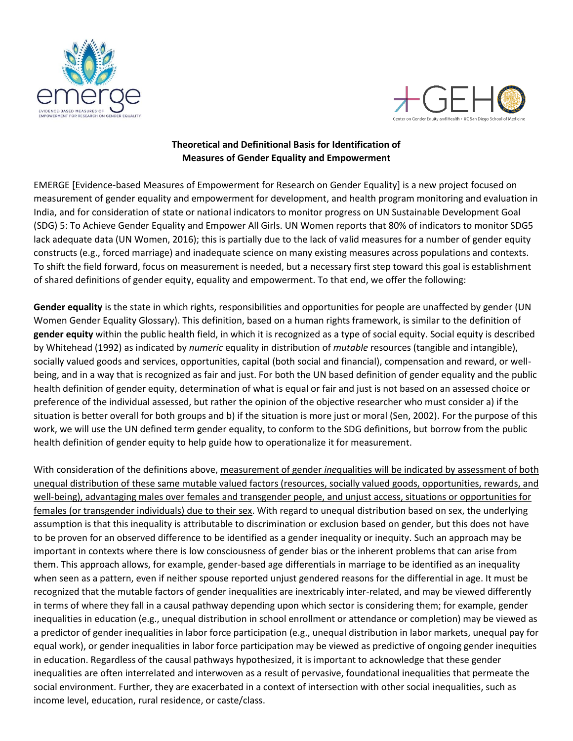emerge

EVIDENCE-BASED MEASURES OF EMPOWERMENT FOR RESEARCH ON GENDER EQUALITY

GEH

Center on Gender Equity and Health • UC San Diego School of Medicine

**Theoretical and Definitional Basis for Identification of Measures of Gender Equality and Empowerment**

EMERGE [Evidence-based Measures of Empowerment for Research on Gender Equality] is a new project focused on measurement of gender equality and empowerment for development, and health program monitoring and evaluation in India, and for consideration of state or national indicators to monitor progress on UN Sustainable Development Goal (SDG) 5: To Achieve Gender Equality and Empower All Girls. UN Women reports that 80% of indicators to monitor SDG5 lack adequate data (UN Women, 2016); this is partially due to the lack of valid measures for a number of gender equity constructs (e.g., forced marriage) and inadequate science on many existing measures across populations and contexts. To shift the field forward, focus on measurement is needed, but a necessary first step toward this goal is establishment of shared definitions of gender equity, equality and empowerment. To that end, we offer the following:

**Gender equality** is the state in which rights, responsibilities and opportunities for people are unaffected by gender (UN Women Gender Equality Glossary). This definition, based on a human rights framework, is similar to the definition of **gender equity** within the public health field, in which it is recognized as a type of social equity. Social equity is described by Whitehead (1992) as indicated by *numeric* equality in distribution of *mutable* resources (tangible and intangible), socially valued goods and services, opportunities, capital (both social and financial), compensation and reward, or well-being, and in a way that is recognized as fair and just. For both the UN based definition of gender equality and the public health definition of gender equity, determination of what is equal or fair and just is not based on an assessed choice or preference of the individual assessed, but rather the opinion of the objective researcher who must consider a) if the situation is better overall for both groups and b) if the situation is more just or moral (Sen, 2002). For the purpose of this work, we will use the UN defined term gender equality, to conform to the SDG definitions, but borrow from the public health definition of gender equity to help guide how to operationalize it for measurement.

With consideration of the definitions above, <u>measurement of gender *ine*qualities will be indicated by assessment of both unequal distribution of these same mutable valued factors (resources, socially valued goods, opportunities, rewards, and well-being), advantaging males over females and transgender people, and unjust access, situations or opportunities for females (or transgender individuals) due to their sex</u>. With regard to unequal distribution based on sex, the underlying assumption is that this inequality is attributable to discrimination or exclusion based on gender, but this does not have to be proven for an observed difference to be identified as a gender inequality or inequity. Such an approach may be important in contexts where there is low consciousness of gender bias or the inherent problems that can arise from them. This approach allows, for example, gender-based age differentials in marriage to be identified as an inequality when seen as a pattern, even if neither spouse reported unjust gendered reasons for the differential in age. It must be recognized that the mutable factors of gender inequalities are inextricably inter-related, and may be viewed differently in terms of where they fall in a causal pathway depending upon which sector is considering them; for example, gender inequalities in education (e.g., unequal distribution in school enrollment or attendance or completion) may be viewed as a predictor of gender inequalities in labor force participation (e.g., unequal distribution in labor markets, unequal pay for equal work), or gender inequalities in labor force participation may be viewed as predictive of ongoing gender inequities in education. Regardless of the causal pathways hypothesized, it is important to acknowledge that these gender inequalities are often interrelated and interwoven as a result of pervasive, foundational inequalities that permeate the social environment. Further, they are exacerbated in a context of intersection with other social inequalities, such as income level, education, rural residence, or caste/class.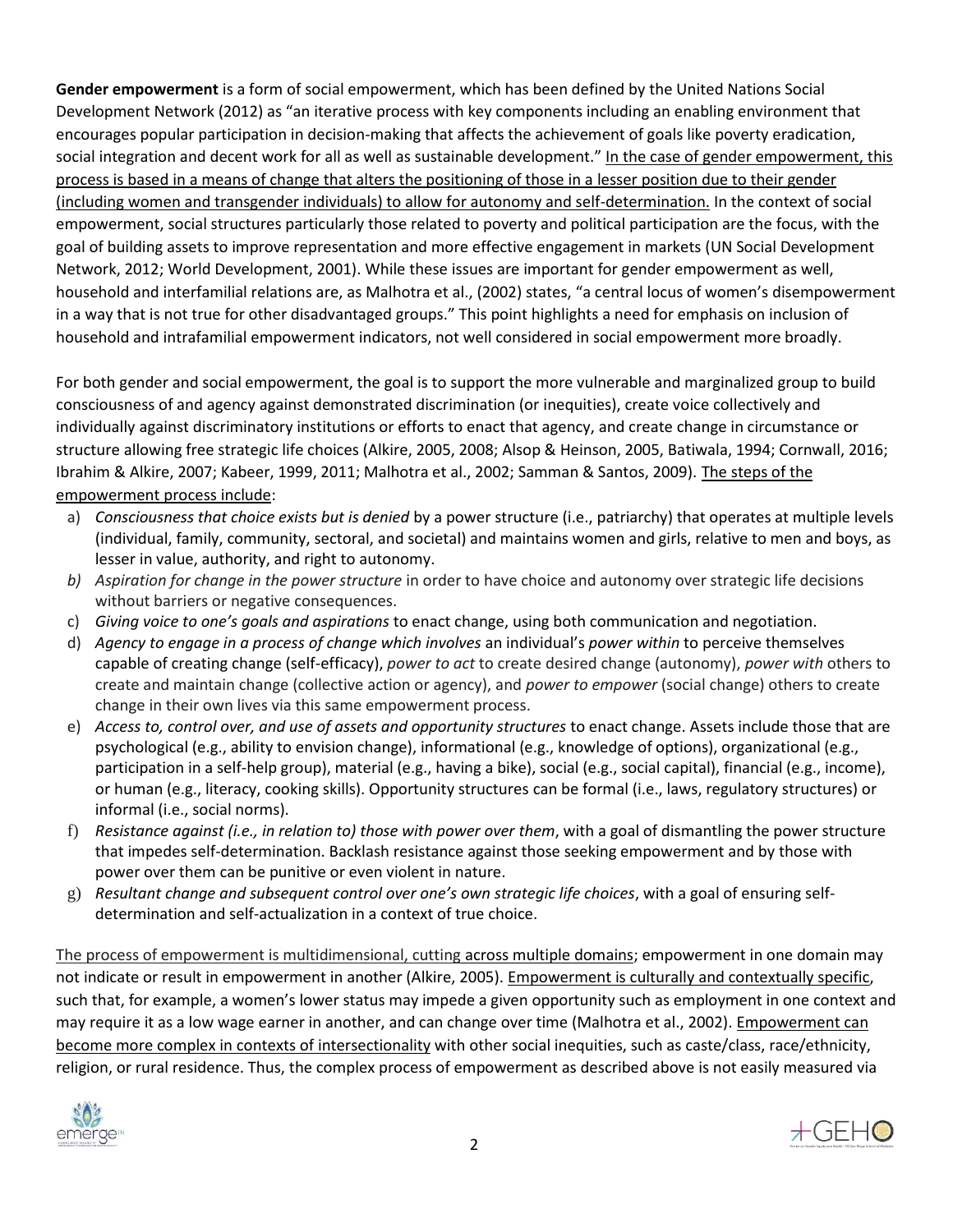**Gender empowerment** is a form of social empowerment, which has been defined by the United Nations Social Development Network (2012) as "an iterative process with key components including an enabling environment that encourages popular participation in decision-making that affects the achievement of goals like poverty eradication, social integration and decent work for all as well as sustainable development." In the case of gender empowerment, this process is based in a means of change that alters the positioning of those in a lesser position due to their gender (including women and transgender individuals) to allow for autonomy and self-determination. In the context of social empowerment, social structures particularly those related to poverty and political participation are the focus, with the goal of building assets to improve representation and more effective engagement in markets (UN Social Development Network, 2012; World Development, 2001). While these issues are important for gender empowerment as well, household and interfamilial relations are, as Malhotra et al., (2002) states, "a central locus of women's disempowerment in a way that is not true for other disadvantaged groups." This point highlights a need for emphasis on inclusion of household and intrafamilial empowerment indicators, not well considered in social empowerment more broadly.

For both gender and social empowerment, the goal is to support the more vulnerable and marginalized group to build consciousness of and agency against demonstrated discrimination (or inequities), create voice collectively and individually against discriminatory institutions or efforts to enact that agency, and create change in circumstance or structure allowing free strategic life choices (Alkire, 2005, 2008; Alsop & Heinson, 2005, Batiwala, 1994; Cornwall, 2016; Ibrahim & Alkire, 2007; Kabeer, 1999, 2011; Malhotra et al., 2002; Samman & Santos, 2009). The steps of the empowerment process include:

a) *Consciousness that choice exists but is denied* by a power structure (i.e., patriarchy) that operates at multiple levels (individual, family, community, sectoral, and societal) and maintains women and girls, relative to men and boys, as lesser in value, authority, and right to autonomy.
b) *Aspiration for change in the power structure* in order to have choice and autonomy over strategic life decisions without barriers or negative consequences.
c) *Giving voice to one's goals and aspirations* to enact change, using both communication and negotiation.
d) *Agency to engage in a process of change which involves* an individual's *power within* to perceive themselves capable of creating change (self-efficacy), *power to act* to create desired change (autonomy), *power with* others to create and maintain change (collective action or agency), and *power to empower* (social change) others to create change in their own lives via this same empowerment process.
e) *Access to, control over, and use of assets and opportunity structures* to enact change. Assets include those that are psychological (e.g., ability to envision change), informational (e.g., knowledge of options), organizational (e.g., participation in a self-help group), material (e.g., having a bike), social (e.g., social capital), financial (e.g., income), or human (e.g., literacy, cooking skills). Opportunity structures can be formal (i.e., laws, regulatory structures) or informal (i.e., social norms).
f) *Resistance against (i.e., in relation to) those with power over them*, with a goal of dismantling the power structure that impedes self-determination. Backlash resistance against those seeking empowerment and by those with power over them can be punitive or even violent in nature.
g) *Resultant change and subsequent control over one's own strategic life choices*, with a goal of ensuring self-determination and self-actualization in a context of true choice.

The process of empowerment is multidimensional, cutting across multiple domains; empowerment in one domain may not indicate or result in empowerment in another (Alkire, 2005). Empowerment is culturally and contextually specific, such that, for example, a women's lower status may impede a given opportunity such as employment in one context and may require it as a low wage earner in another, and can change over time (Malhotra et al., 2002). Empowerment can become more complex in contexts of intersectionality with other social inequities, such as caste/class, race/ethnicity, religion, or rural residence. Thus, the complex process of empowerment as described above is not easily measured via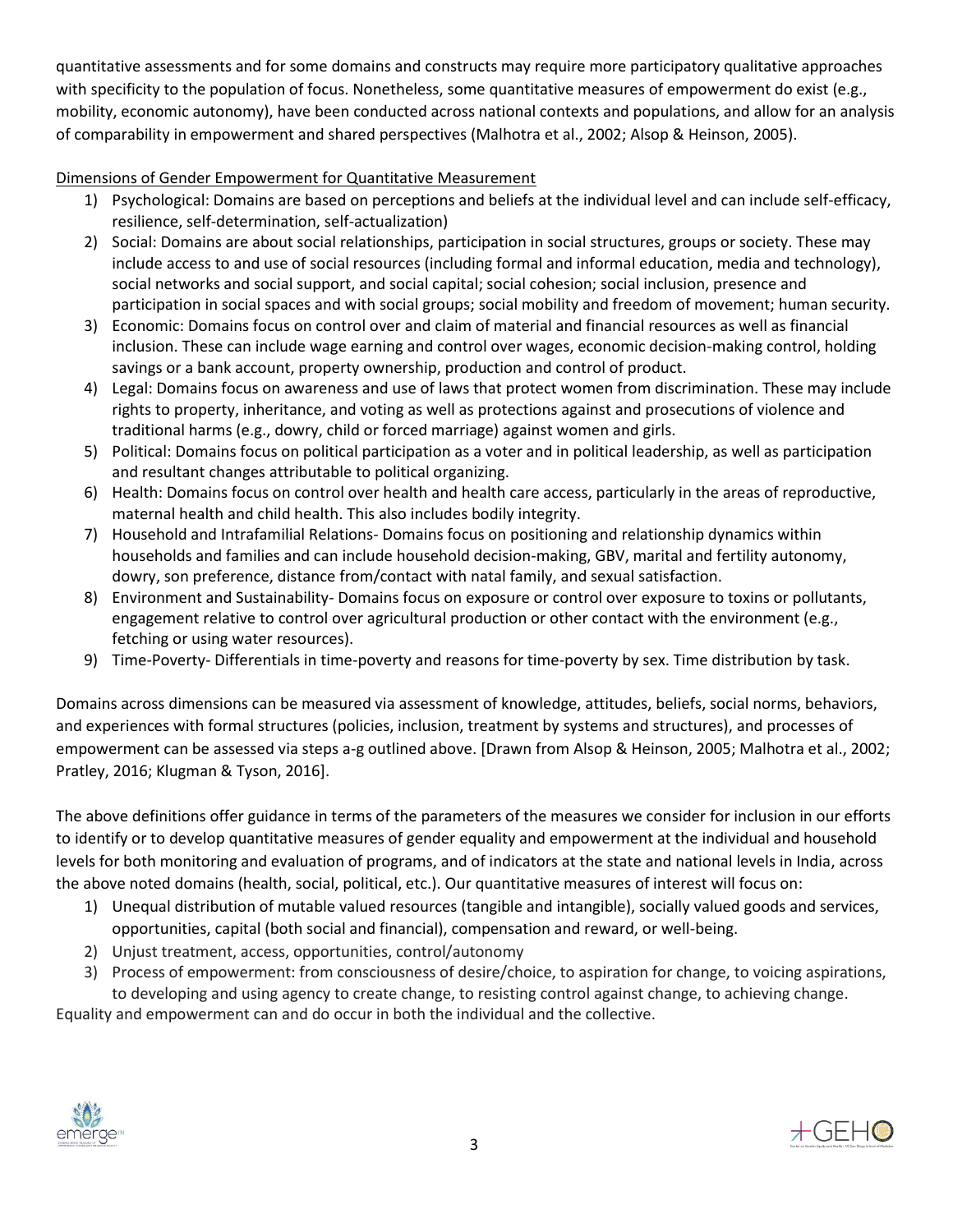quantitative assessments and for some domains and constructs may require more participatory qualitative approaches with specificity to the population of focus. Nonetheless, some quantitative measures of empowerment do exist (e.g., mobility, economic autonomy), have been conducted across national contexts and populations, and allow for an analysis of comparability in empowerment and shared perspectives (Malhotra et al., 2002; Alsop & Heinson, 2005).

Dimensions of Gender Empowerment for Quantitative Measurement

1) Psychological: Domains are based on perceptions and beliefs at the individual level and can include self-efficacy, resilience, self-determination, self-actualization)
2) Social: Domains are about social relationships, participation in social structures, groups or society. These may include access to and use of social resources (including formal and informal education, media and technology), social networks and social support, and social capital; social cohesion; social inclusion, presence and participation in social spaces and with social groups; social mobility and freedom of movement; human security.
3) Economic: Domains focus on control over and claim of material and financial resources as well as financial inclusion. These can include wage earning and control over wages, economic decision-making control, holding savings or a bank account, property ownership, production and control of product.
4) Legal: Domains focus on awareness and use of laws that protect women from discrimination. These may include rights to property, inheritance, and voting as well as protections against and prosecutions of violence and traditional harms (e.g., dowry, child or forced marriage) against women and girls.
5) Political: Domains focus on political participation as a voter and in political leadership, as well as participation and resultant changes attributable to political organizing.
6) Health: Domains focus on control over health and health care access, particularly in the areas of reproductive, maternal health and child health. This also includes bodily integrity.
7) Household and Intrafamilial Relations- Domains focus on positioning and relationship dynamics within households and families and can include household decision-making, GBV, marital and fertility autonomy, dowry, son preference, distance from/contact with natal family, and sexual satisfaction.
8) Environment and Sustainability- Domains focus on exposure or control over exposure to toxins or pollutants, engagement relative to control over agricultural production or other contact with the environment (e.g., fetching or using water resources).
9) Time-Poverty- Differentials in time-poverty and reasons for time-poverty by sex. Time distribution by task.

Domains across dimensions can be measured via assessment of knowledge, attitudes, beliefs, social norms, behaviors, and experiences with formal structures (policies, inclusion, treatment by systems and structures), and processes of empowerment can be assessed via steps a-g outlined above. [Drawn from Alsop & Heinson, 2005; Malhotra et al., 2002; Pratley, 2016; Klugman & Tyson, 2016].

The above definitions offer guidance in terms of the parameters of the measures we consider for inclusion in our efforts to identify or to develop quantitative measures of gender equality and empowerment at the individual and household levels for both monitoring and evaluation of programs, and of indicators at the state and national levels in India, across the above noted domains (health, social, political, etc.). Our quantitative measures of interest will focus on:

1) Unequal distribution of mutable valued resources (tangible and intangible), socially valued goods and services, opportunities, capital (both social and financial), compensation and reward, or well-being.
2) Unjust treatment, access, opportunities, control/autonomy
3) Process of empowerment: from consciousness of desire/choice, to aspiration for change, to voicing aspirations, to developing and using agency to create change, to resisting control against change, to achieving change.

Equality and empowerment can and do occur in both the individual and the collective.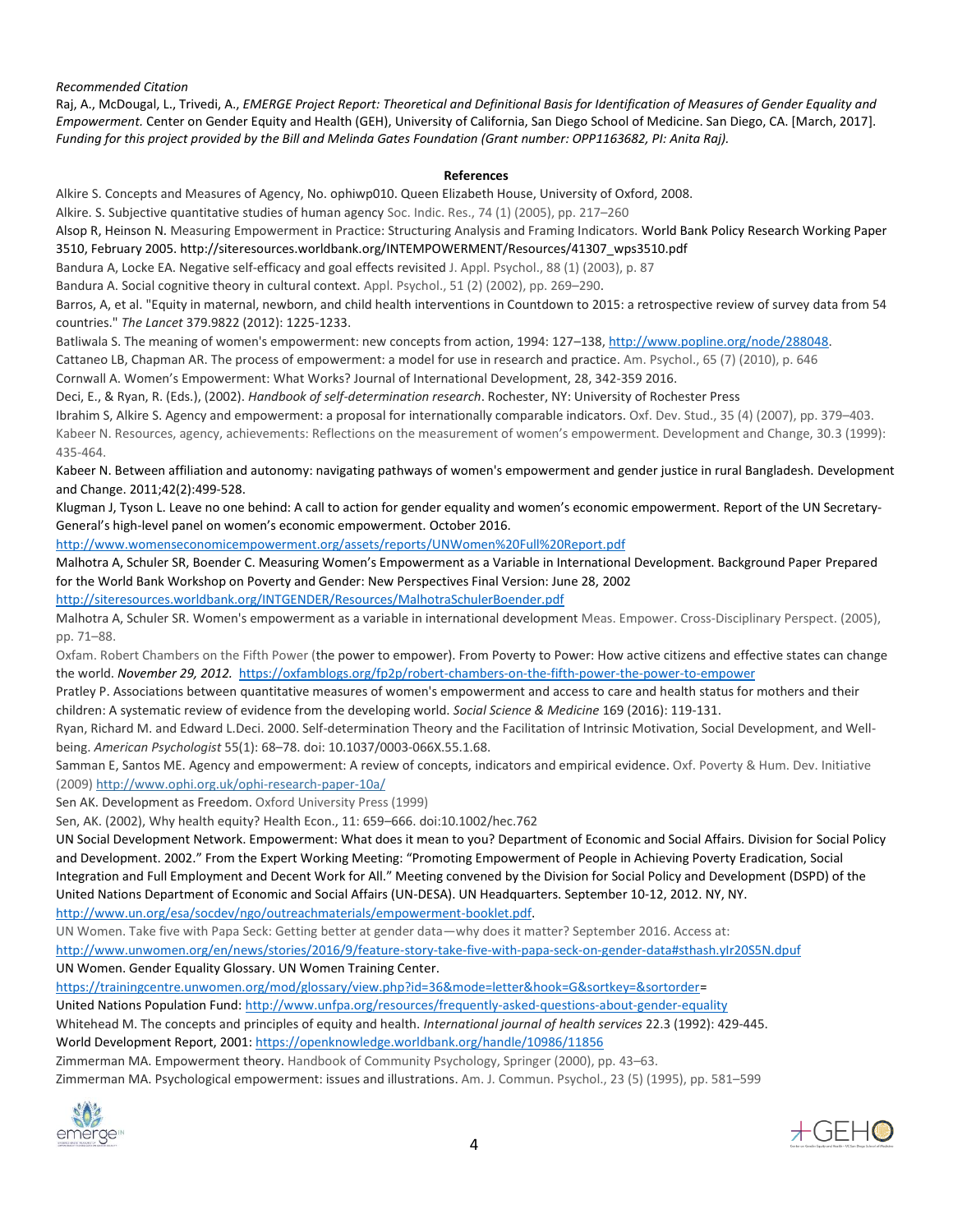*Recommended Citation*

Raj, A., McDougal, L., Trivedi, A., *EMERGE Project Report: Theoretical and Definitional Basis for Identification of Measures of Gender Equality and Empowerment.* Center on Gender Equity and Health (GEH), University of California, San Diego School of Medicine. San Diego, CA. [March, 2017]. *Funding for this project provided by the Bill and Melinda Gates Foundation (Grant number: OPP1163682, PI: Anita Raj).*

**References**

Alkire S. Concepts and Measures of Agency, No. ophiwp010. Queen Elizabeth House, University of Oxford, 2008.

Alkire. S. Subjective quantitative studies of human agency Soc. Indic. Res., 74 (1) (2005), pp. 217–260

Alsop R, Heinson N. Measuring Empowerment in Practice: Structuring Analysis and Framing Indicators. World Bank Policy Research Working Paper 3510, February 2005. http://siteresources.worldbank.org/INTEMPOWERMENT/Resources/41307_wps3510.pdf

Bandura A, Locke EA. Negative self-efficacy and goal effects revisited J. Appl. Psychol., 88 (1) (2003), p. 87

Bandura A. Social cognitive theory in cultural context. Appl. Psychol., 51 (2) (2002), pp. 269–290.

Barros, A, et al. "Equity in maternal, newborn, and child health interventions in Countdown to 2015: a retrospective review of survey data from 54 countries." *The Lancet* 379.9822 (2012): 1225-1233.

Batliwala S. The meaning of women's empowerment: new concepts from action, 1994: 127–138, http://www.popline.org/node/288048.

Cattaneo LB, Chapman AR. The process of empowerment: a model for use in research and practice. Am. Psychol., 65 (7) (2010), p. 646

Cornwall A. Women's Empowerment: What Works? Journal of International Development, 28, 342-359 2016.

Deci, E., & Ryan, R. (Eds.), (2002). *Handbook of self-determination research*. Rochester, NY: University of Rochester Press

Ibrahim S, Alkire S. Agency and empowerment: a proposal for internationally comparable indicators. Oxf. Dev. Stud., 35 (4) (2007), pp. 379–403.

Kabeer N. Resources, agency, achievements: Reflections on the measurement of women's empowerment. Development and Change, 30.3 (1999): 435-464.

Kabeer N. Between affiliation and autonomy: navigating pathways of women's empowerment and gender justice in rural Bangladesh. Development and Change. 2011;42(2):499-528.

Klugman J, Tyson L. Leave no one behind: A call to action for gender equality and women's economic empowerment. Report of the UN Secretary-General's high-level panel on women's economic empowerment. October 2016. http://www.womenseconomicempowerment.org/assets/reports/UNWomen%20Full%20Report.pdf

Malhotra A, Schuler SR, Boender C. Measuring Women's Empowerment as a Variable in International Development. Background Paper Prepared for the World Bank Workshop on Poverty and Gender: New Perspectives Final Version: June 28, 2002 http://siteresources.worldbank.org/INTGENDER/Resources/MalhotraSchulerBoender.pdf

Malhotra A, Schuler SR. Women's empowerment as a variable in international development Meas. Empower. Cross-Disciplinary Perspect. (2005), pp. 71–88.

Oxfam. Robert Chambers on the Fifth Power (the power to empower). From Poverty to Power: How active citizens and effective states can change the world. *November 29, 2012.* https://oxfamblogs.org/fp2p/robert-chambers-on-the-fifth-power-the-power-to-empower

Pratley P. Associations between quantitative measures of women's empowerment and access to care and health status for mothers and their children: A systematic review of evidence from the developing world. *Social Science & Medicine* 169 (2016): 119-131.

Ryan, Richard M. and Edward L.Deci. 2000. Self-determination Theory and the Facilitation of Intrinsic Motivation, Social Development, and Well-being. *American Psychologist* 55(1): 68–78. doi: 10.1037/0003-066X.55.1.68.

Samman E, Santos ME. Agency and empowerment: A review of concepts, indicators and empirical evidence. Oxf. Poverty & Hum. Dev. Initiative (2009) http://www.ophi.org.uk/ophi-research-paper-10a/

Sen AK. Development as Freedom. Oxford University Press (1999)

Sen, AK. (2002), Why health equity? Health Econ., 11: 659–666. doi:10.1002/hec.762

UN Social Development Network. Empowerment: What does it mean to you? Department of Economic and Social Affairs. Division for Social Policy and Development. 2002." From the Expert Working Meeting: "Promoting Empowerment of People in Achieving Poverty Eradication, Social Integration and Full Employment and Decent Work for All." Meeting convened by the Division for Social Policy and Development (DSPD) of the United Nations Department of Economic and Social Affairs (UN-DESA). UN Headquarters. September 10-12, 2012. NY, NY. http://www.un.org/esa/socdev/ngo/outreachmaterials/empowerment-booklet.pdf.

UN Women. Take five with Papa Seck: Getting better at gender data—why does it matter? September 2016. Access at: http://www.unwomen.org/en/news/stories/2016/9/feature-story-take-five-with-papa-seck-on-gender-data#sthash.yIr20S5N.dpuf

UN Women. Gender Equality Glossary. UN Women Training Center. https://trainingcentre.unwomen.org/mod/glossary/view.php?id=36&mode=letter&hook=G&sortkey=&sortorder=

United Nations Population Fund: http://www.unfpa.org/resources/frequently-asked-questions-about-gender-equality

Whitehead M. The concepts and principles of equity and health. *International journal of health services* 22.3 (1992): 429-445.

World Development Report, 2001: https://openknowledge.worldbank.org/handle/10986/11856

Zimmerman MA. Empowerment theory. Handbook of Community Psychology, Springer (2000), pp. 43–63.

Zimmerman MA. Psychological empowerment: issues and illustrations. Am. J. Commun. Psychol., 23 (5) (1995), pp. 581–599